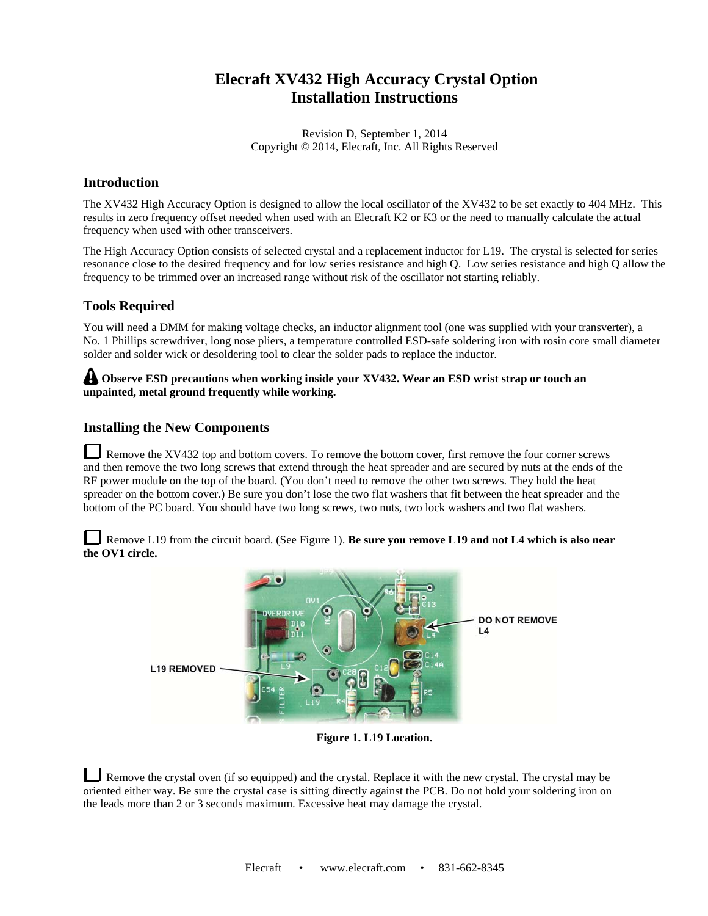# Elecraft XV432 High Accuracy Crystal Option Installation Instructions

Revision D, September 1, 2014
Copyright © 2014, Elecraft, Inc. All Rights Reserved

## Introduction

The XV432 High Accuracy Option is designed to allow the local oscillator of the XV432 to be set exactly to 404 MHz. This results in zero frequency offset needed when used with an Elecraft K2 or K3 or the need to manually calculate the actual frequency when used with other transceivers.

The High Accuracy Option consists of selected crystal and a replacement inductor for L19. The crystal is selected for series resonance close to the desired frequency and for low series resistance and high Q. Low series resistance and high Q allow the frequency to be trimmed over an increased range without risk of the oscillator not starting reliably.

## Tools Required

You will need a DMM for making voltage checks, an inductor alignment tool (one was supplied with your transverter), a No. 1 Phillips screwdriver, long nose pliers, a temperature controlled ESD-safe soldering iron with rosin core small diameter solder and solder wick or desoldering tool to clear the solder pads to replace the inductor.

**Observe ESD precautions when working inside your XV432. Wear an ESD wrist strap or touch an unpainted, metal ground frequently while working.**

## Installing the New Components

☐ Remove the XV432 top and bottom covers. To remove the bottom cover, first remove the four corner screws and then remove the two long screws that extend through the heat spreader and are secured by nuts at the ends of the RF power module on the top of the board. (You don't need to remove the other two screws. They hold the heat spreader on the bottom cover.) Be sure you don't lose the two flat washers that fit between the heat spreader and the bottom of the PC board. You should have two long screws, two nuts, two lock washers and two flat washers.

☐ Remove L19 from the circuit board. (See Figure 1). **Be sure you remove L19 and not L4 which is also near the OV1 circle.**

**Figure 1. L19 Location.**

☐ Remove the crystal oven (if so equipped) and the crystal. Replace it with the new crystal. The crystal may be oriented either way. Be sure the crystal case is sitting directly against the PCB. Do not hold your soldering iron on the leads more than 2 or 3 seconds maximum. Excessive heat may damage the crystal.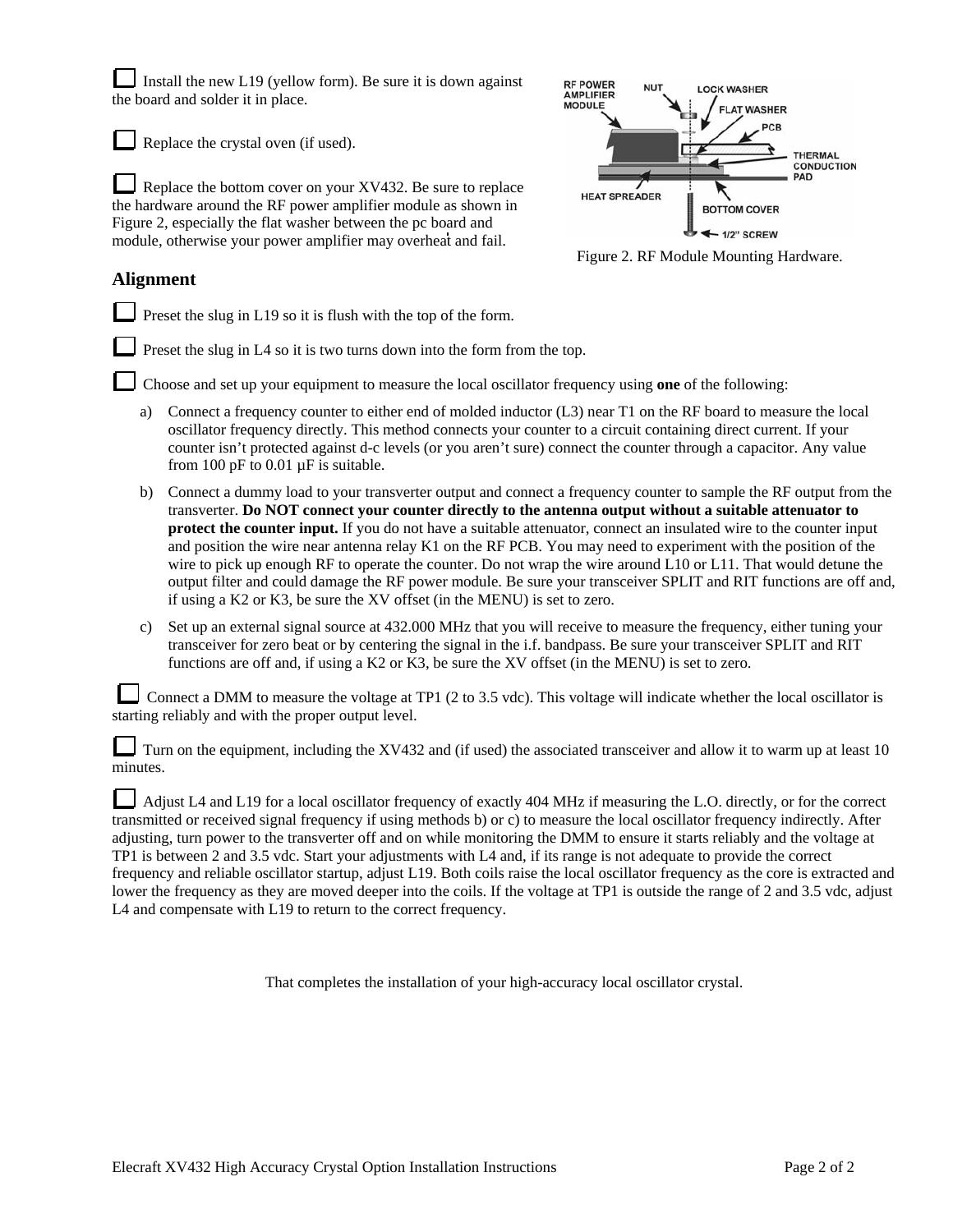☐ Install the new L19 (yellow form). Be sure it is down against the board and solder it in place.

☐ Replace the crystal oven (if used).

☐ Replace the bottom cover on your XV432. Be sure to replace the hardware around the RF power amplifier module as shown in Figure 2, especially the flat washer between the pc board and module, otherwise your power amplifier may overheat and fail.

RF POWER AMPLIFIER MODULE
NUT
LOCK WASHER
FLAT WASHER
PCB
THERMAL CONDUCTION PAD
HEAT SPREADER
BOTTOM COVER
1/2" SCREW

Figure 2. RF Module Mounting Hardware.

## Alignment

☐ Preset the slug in L19 so it is flush with the top of the form.

☐ Preset the slug in L4 so it is two turns down into the form from the top.

☐ Choose and set up your equipment to measure the local oscillator frequency using **one** of the following:

a) Connect a frequency counter to either end of molded inductor (L3) near T1 on the RF board to measure the local oscillator frequency directly. This method connects your counter to a circuit containing direct current. If your counter isn't protected against d-c levels (or you aren't sure) connect the counter through a capacitor. Any value from 100 pF to 0.01 µF is suitable.

b) Connect a dummy load to your transverter output and connect a frequency counter to sample the RF output from the transverter. **Do NOT connect your counter directly to the antenna output without a suitable attenuator to protect the counter input.** If you do not have a suitable attenuator, connect an insulated wire to the counter input and position the wire near antenna relay K1 on the RF PCB. You may need to experiment with the position of the wire to pick up enough RF to operate the counter. Do not wrap the wire around L10 or L11. That would detune the output filter and could damage the RF power module. Be sure your transceiver SPLIT and RIT functions are off and, if using a K2 or K3, be sure the XV offset (in the MENU) is set to zero.

c) Set up an external signal source at 432.000 MHz that you will receive to measure the frequency, either tuning your transceiver for zero beat or by centering the signal in the i.f. bandpass. Be sure your transceiver SPLIT and RIT functions are off and, if using a K2 or K3, be sure the XV offset (in the MENU) is set to zero.

☐ Connect a DMM to measure the voltage at TP1 (2 to 3.5 vdc). This voltage will indicate whether the local oscillator is starting reliably and with the proper output level.

☐ Turn on the equipment, including the XV432 and (if used) the associated transceiver and allow it to warm up at least 10 minutes.

☐ Adjust L4 and L19 for a local oscillator frequency of exactly 404 MHz if measuring the L.O. directly, or for the correct transmitted or received signal frequency if using methods b) or c) to measure the local oscillator frequency indirectly. After adjusting, turn power to the transverter off and on while monitoring the DMM to ensure it starts reliably and the voltage at TP1 is between 2 and 3.5 vdc. Start your adjustments with L4 and, if its range is not adequate to provide the correct frequency and reliable oscillator startup, adjust L19. Both coils raise the local oscillator frequency as the core is extracted and lower the frequency as they are moved deeper into the coils. If the voltage at TP1 is outside the range of 2 and 3.5 vdc, adjust L4 and compensate with L19 to return to the correct frequency.

That completes the installation of your high-accuracy local oscillator crystal.